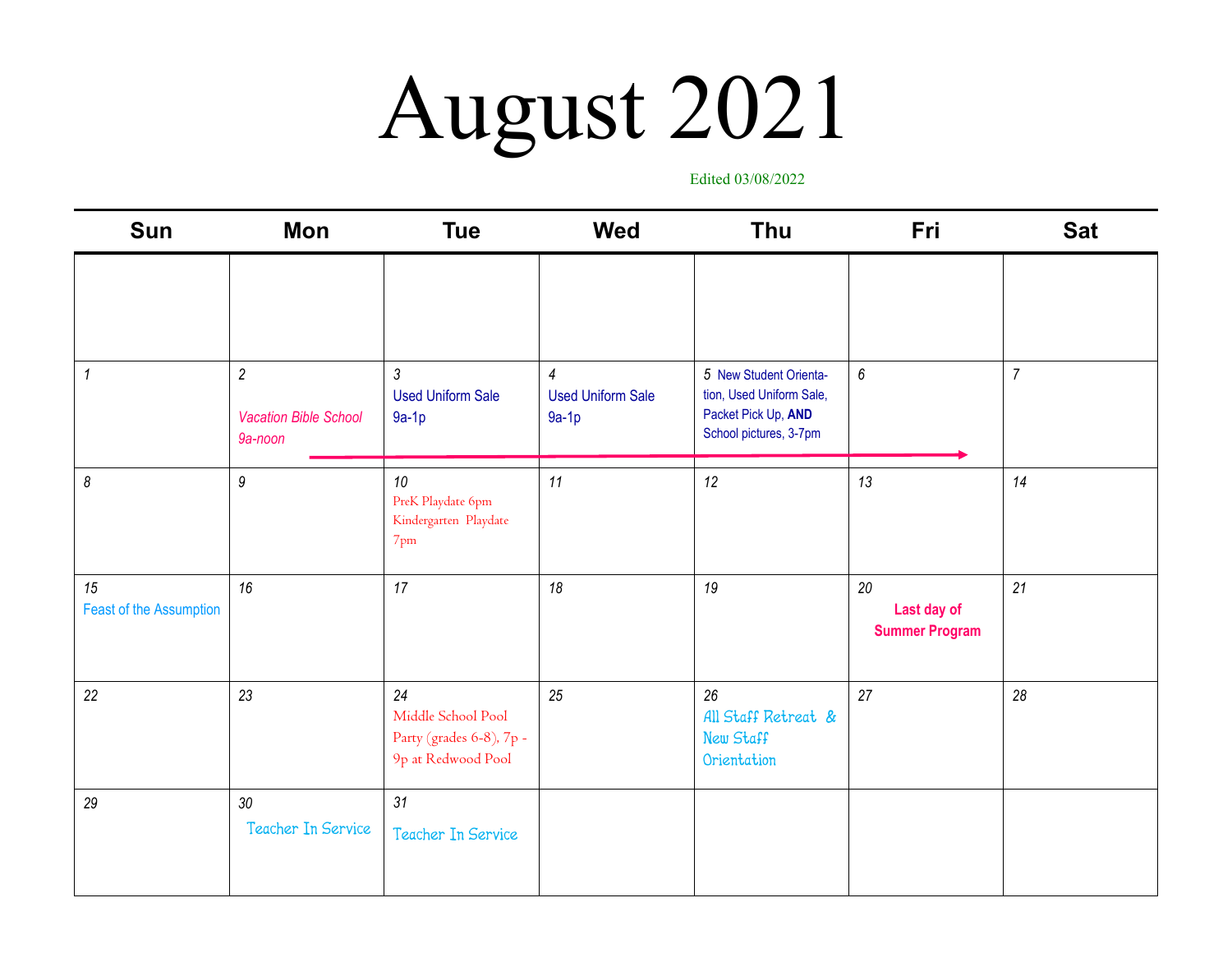# August 2021

Edited 03/08/2022

| Sun | Mon | Tue | Wed | Thu | Fri | Sat |
|---|---|---|---|---|---|---|
| | | | | | | |
| 1 | 2 *Vacation Bible School 9a-noon* → | 3 Used Uniform Sale 9a-1p | 4 Used Uniform Sale 9a-1p | 5 New Student Orientation, Used Uniform Sale, Packet Pick Up, **AND** School pictures, 3-7pm | 6 | 7 |
| 8 | 9 | 10 PreK Playdate 6pm Kindergarten Playdate 7pm | 11 | 12 | 13 | 14 |
| 15 Feast of the Assumption | 16 | 17 | 18 | 19 | 20 **Last day of Summer Program** | 21 |
| 22 | 23 | 24 Middle School Pool Party (grades 6-8), 7p - 9p at Redwood Pool | 25 | 26 All Staff Retreat & New Staff Orientation | 27 | 28 |
| 29 | 30 Teacher In Service | 31 Teacher In Service | | | | |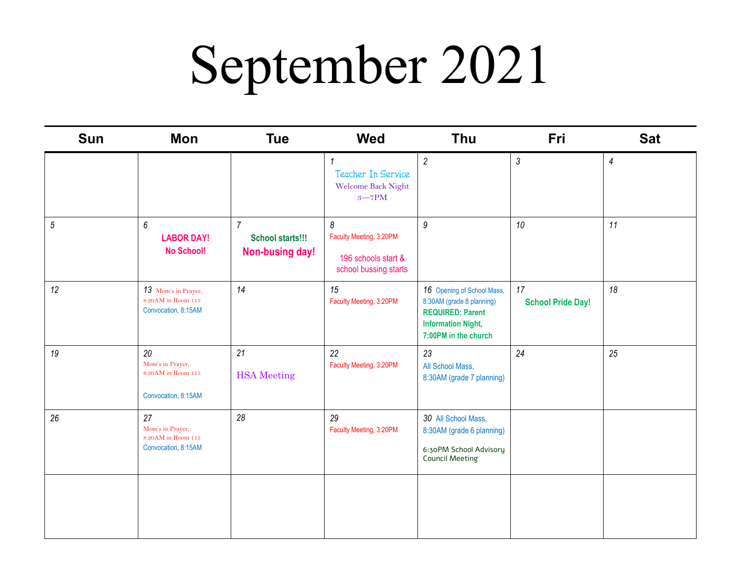# September 2021

| Sun | Mon | Tue | Wed | Thu | Fri | Sat |
|---|---|---|---|---|---|---|
| | | | 1 Teacher In Service Welcome Back Night 3—7PM | 2 | 3 | 4 |
| 5 | 6 **LABOR DAY! No School!** | 7 **School starts!!! Non-busing day!** | 8 Faculty Meeting, 3:20PM 196 schools start & school bussing starts | 9 | 10 | 11 |
| 12 | 13 Mom's in Prayer, 8:20AM in Room 115 Convocation, 8:15AM | 14 | 15 Faculty Meeting, 3:20PM | 16 Opening of School Mass, 8:30AM (grade 8 planning) **REQUIRED: Parent Information Night, 7:00PM in the church** | 17 **School Pride Day!** | 18 |
| 19 | 20 Mom's in Prayer, 8:20AM in Room 115 Convocation, 8:15AM | 21 HSA Meeting | 22 Faculty Meeting, 3:20PM | 23 All School Mass, 8:30AM (grade 7 planning) | 24 | 25 |
| 26 | 27 Mom's in Prayer, 8:20AM in Room 115 Convocation, 8:15AM | 28 | 29 Faculty Meeting, 3:20PM | 30 All School Mass, 8:30AM (grade 6 planning) 6:30PM School Advisory Council Meeting | | |
| | | | | | | |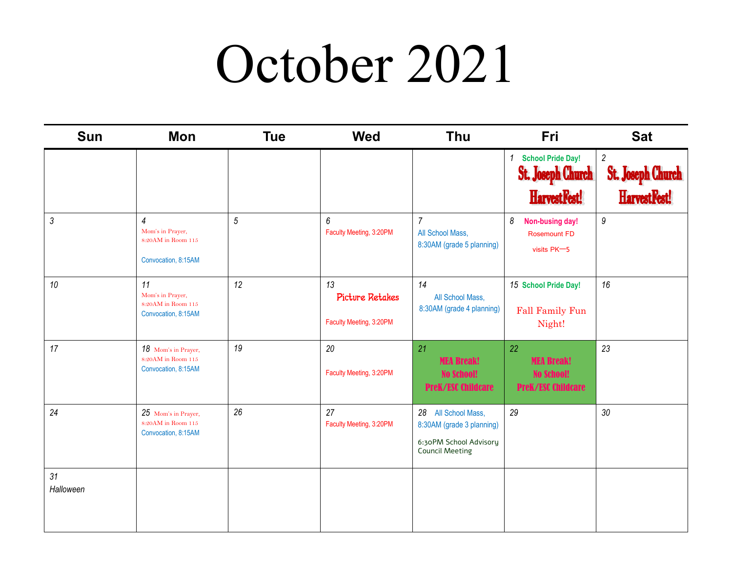# October 2021

| Sun | Mon | Tue | Wed | Thu | Fri | Sat |
|---|---|---|---|---|---|---|
| | | | | | 1 School Pride Day! St. Joseph Church HarvestFest! | 2 St. Joseph Church HarvestFest! |
| 3 | 4 Mom's in Prayer, 8:20AM in Room 115<br>Convocation, 8:15AM | 5 | 6 Faculty Meeting, 3:20PM | 7 All School Mass, 8:30AM (grade 5 planning) | 8 Non-busing day! Rosemount FD visits PK—5 | 9 |
| 10 | 11 Mom's in Prayer, 8:20AM in Room 115<br>Convocation, 8:15AM | 12 | 13 Picture Retakes<br>Faculty Meeting, 3:20PM | 14 All School Mass, 8:30AM (grade 4 planning) | 15 School Pride Day!<br>Fall Family Fun Night! | 16 |
| 17 | 18 Mom's in Prayer, 8:20AM in Room 115<br>Convocation, 8:15AM | 19 | 20 Faculty Meeting, 3:20PM | 21 MEA Break! No School! PreK/ESC Childcare | 22 MEA Break! No School! PreK/ESC Childcare | 23 |
| 24 | 25 Mom's in Prayer, 8:20AM in Room 115<br>Convocation, 8:15AM | 26 | 27 Faculty Meeting, 3:20PM | 28 All School Mass, 8:30AM (grade 3 planning)<br>6:30PM School Advisory Council Meeting | 29 | 30 |
| 31 *Halloween* | | | | | | |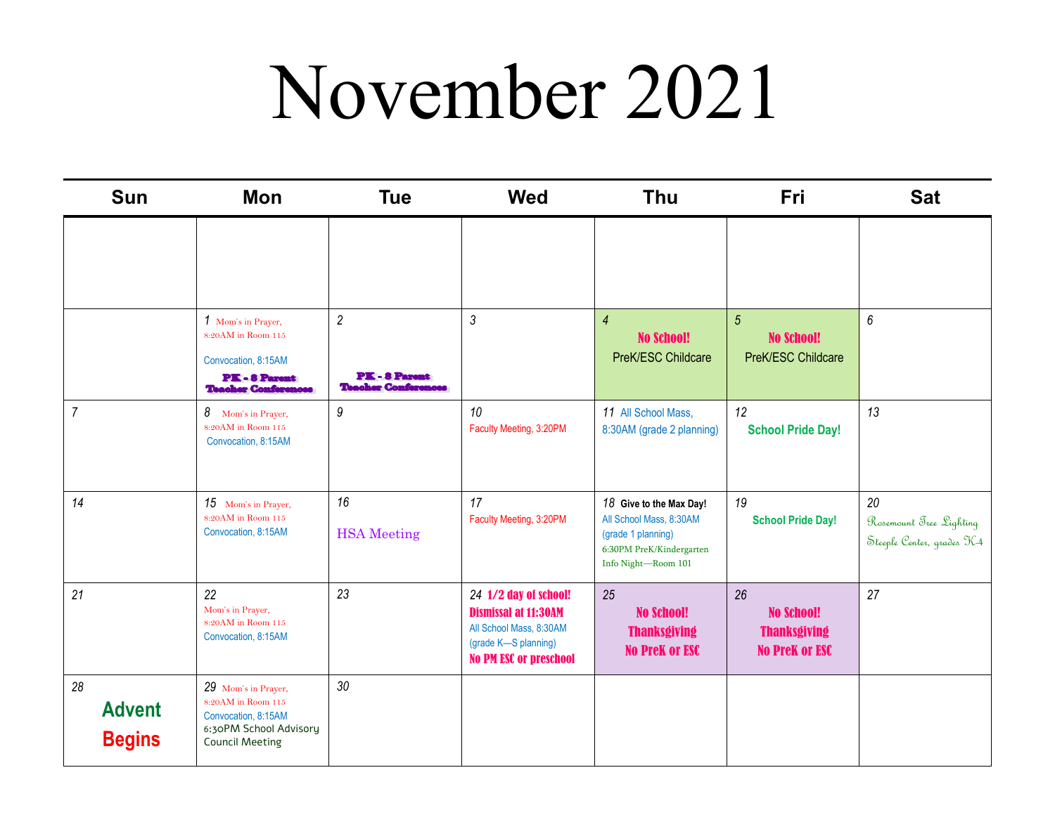# November 2021

| Sun | Mon | Tue | Wed | Thu | Fri | Sat |
|---|---|---|---|---|---|---|
| | | | | | | |
| | 1 Mom's in Prayer, 8:20AM in Room 115<br>Convocation, 8:15AM<br>PK - 8 Parent Teacher Conferences | 2<br>PK - 8 Parent Teacher Conferences | 3 | 4 No School! PreK/ESC Childcare | 5 No School! PreK/ESC Childcare | 6 |
| 7 | 8 Mom's in Prayer, 8:20AM in Room 115<br>Convocation, 8:15AM | 9 | 10 Faculty Meeting, 3:20PM | 11 All School Mass, 8:30AM (grade 2 planning) | 12 School Pride Day! | 13 |
| 14 | 15 Mom's in Prayer, 8:20AM in Room 115<br>Convocation, 8:15AM | 16 HSA Meeting | 17 Faculty Meeting, 3:20PM | 18 Give to the Max Day!<br>All School Mass, 8:30AM (grade 1 planning)<br>6:30PM PreK/Kindergarten Info Night—Room 101 | 19 School Pride Day! | 20 Rosemount Tree Lighting Steeple Center, grades K-4 |
| 21 | 22 Mom's in Prayer, 8:20AM in Room 115<br>Convocation, 8:15AM | 23 | 24 1/2 day of school! Dismissal at 11:30AM<br>All School Mass, 8:30AM (grade K—S planning)<br>No PM ESC or preschool | 25 No School! Thanksgiving No PreK or ESC | 26 No School! Thanksgiving No PreK or ESC | 27 |
| 28 Advent Begins | 29 Mom's in Prayer, 8:20AM in Room 115<br>Convocation, 8:15AM<br>6:30PM School Advisory Council Meeting | 30 | | | | |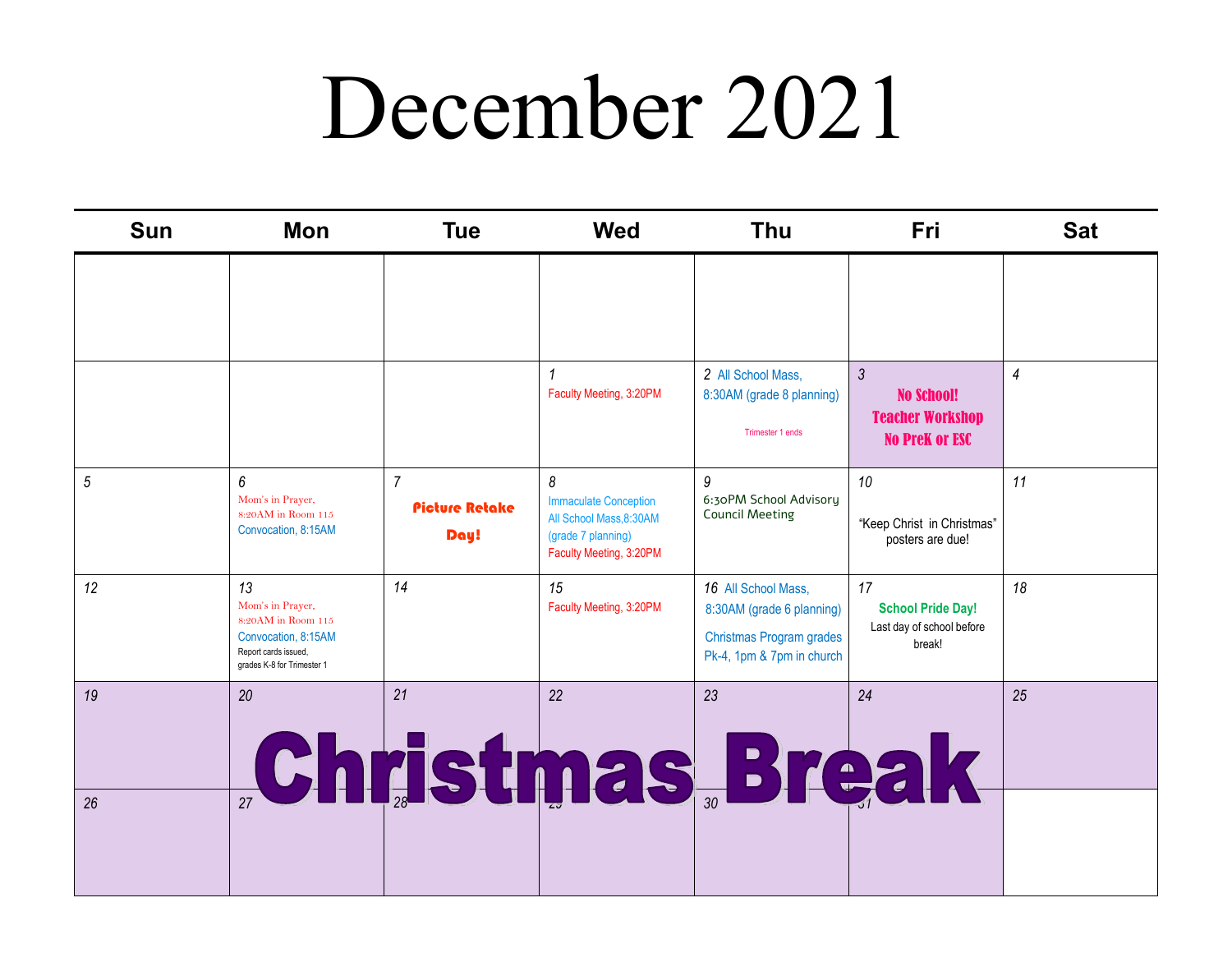# December 2021

| Sun | Mon | Tue | Wed | Thu | Fri | Sat |
|---|---|---|---|---|---|---|
| | | | | | | |
| | | | 1 Faculty Meeting, 3:20PM | 2 All School Mass, 8:30AM (grade 8 planning) Trimester 1 ends | 3 **No School! Teacher Workshop No PreK or ESC** | 4 |
| 5 | 6 Mom's in Prayer, 8:20AM in Room 115 Convocation, 8:15AM | 7 **Picture Retake Day!** | 8 Immaculate Conception All School Mass,8:30AM (grade 7 planning) Faculty Meeting, 3:20PM | 9 6:30PM School Advisory Council Meeting | 10 "Keep Christ in Christmas" posters are due! | 11 |
| 12 | 13 Mom's in Prayer, 8:20AM in Room 115 Convocation, 8:15AM Report cards issued, grades K-8 for Trimester 1 | 14 | 15 Faculty Meeting, 3:20PM | 16 All School Mass, 8:30AM (grade 6 planning) Christmas Program grades Pk-4, 1pm & 7pm in church | 17 **School Pride Day!** Last day of school before break! | 18 |
| 19 | 20 | 21 | 22 | 23 | 24 | 25 |
| 26 | 27 | 28 | 29 | 30 | 31 | |

**Christmas Break** (December 19 – 31)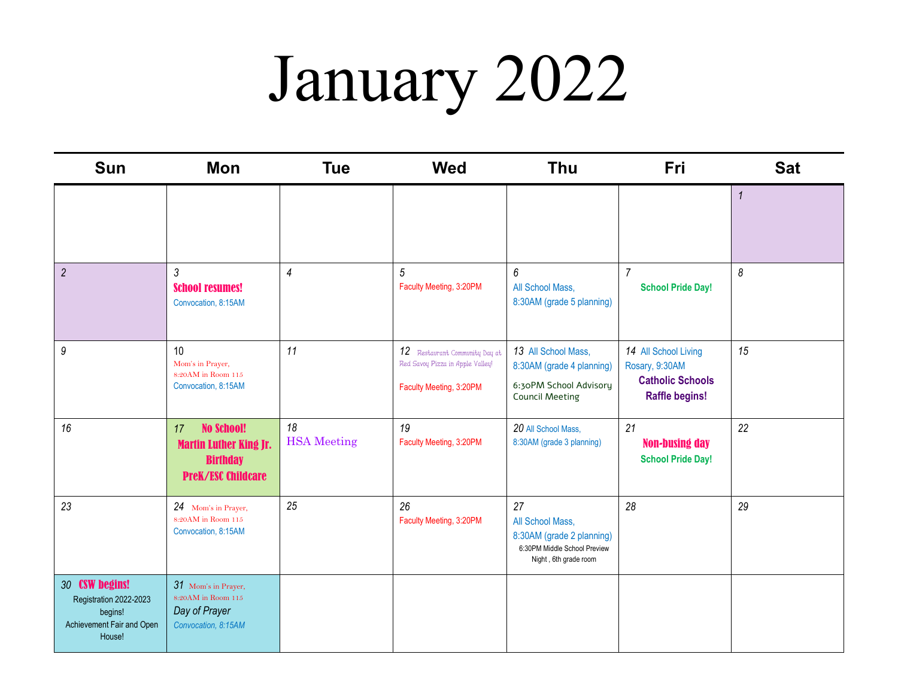# January 2022

| Sun | Mon | Tue | Wed | Thu | Fri | Sat |
|---|---|---|---|---|---|---|
| | | | | | | 1 |
| 2 | 3 **School resumes!** Convocation, 8:15AM | 4 | 5 Faculty Meeting, 3:20PM | 6 All School Mass, 8:30AM (grade 5 planning) | 7 **School Pride Day!** | 8 |
| 9 | 10 Mom's in Prayer, 8:20AM in Room 115 Convocation, 8:15AM | 11 | 12 Restaurant Community Day at Red Savoy Pizza in Apple Valley! Faculty Meeting, 3:20PM | 13 All School Mass, 8:30AM (grade 4 planning) 6:30PM School Advisory Council Meeting | 14 All School Living Rosary, 9:30AM **Catholic Schools Raffle begins!** | 15 |
| 16 | 17 **No School! Martin Luther King Jr. Birthday PreK/ESC Childcare** | 18 HSA Meeting | 19 Faculty Meeting, 3:20PM | 20 All School Mass, 8:30AM (grade 3 planning) | 21 **Non-busing day** **School Pride Day!** | 22 |
| 23 | 24 Mom's in Prayer, 8:20AM in Room 115 Convocation, 8:15AM | 25 | 26 Faculty Meeting, 3:20PM | 27 All School Mass, 8:30AM (grade 2 planning) 6:30PM Middle School Preview Night , 6th grade room | 28 | 29 |
| 30 **CSW begins!** Registration 2022-2023 begins! Achievement Fair and Open House! | 31 Mom's in Prayer, 8:20AM in Room 115 *Day of Prayer* *Convocation, 8:15AM* | | | | | |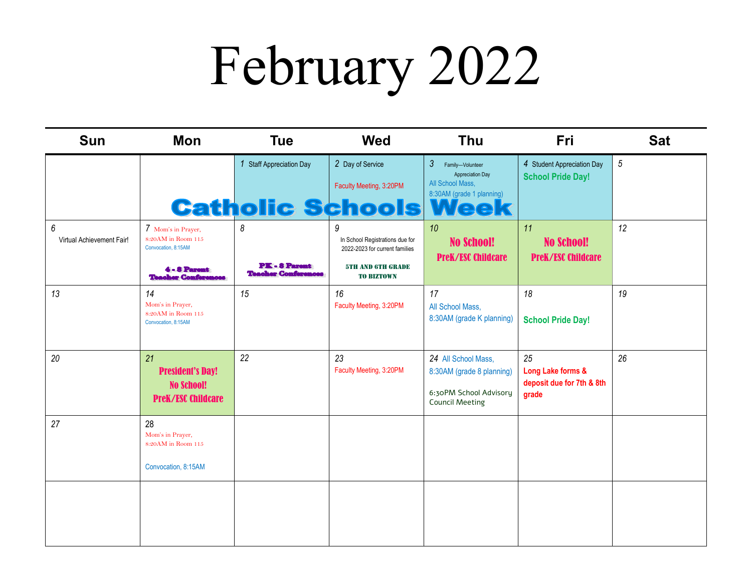# February 2022

| Sun | Mon | Tue | Wed | Thu | Fri | Sat |
|---|---|---|---|---|---|---|
| | | 1 Staff Appreciation Day | 2 Day of Service<br><br>Faculty Meeting, 3:20PM | 3 Family—Volunteer Appreciation Day<br>All School Mass, 8:30AM (grade 1 planning) | 4 Student Appreciation Day<br>**School Pride Day!** | 5 |
| | **Catholic Schools Week** | | | | | |
| 6<br>Virtual Achievement Fair! | 7 Mom's in Prayer, 8:20AM in Room 115<br>Convocation, 8:15AM<br><br>**4 - 8 Parent Teacher Conferences** | 8<br><br>**PK - 8 Parent Teacher Conferences** | 9<br>In School Registrations due for 2022-2023 for current families<br><br>**5TH AND 6TH GRADE TO BIZTOWN** | 10<br>**No School!**<br>**PreK/ESC Childcare** | 11<br>**No School!**<br>**PreK/ESC Childcare** | 12 |
| 13 | 14<br>Mom's in Prayer, 8:20AM in Room 115<br>Convocation, 8:15AM | 15 | 16<br>Faculty Meeting, 3:20PM | 17<br>All School Mass, 8:30AM (grade K planning) | 18<br><br>**School Pride Day!** | 19 |
| 20 | 21<br>**President's Day!**<br>**No School!**<br>**PreK/ESC Childcare** | 22 | 23<br>Faculty Meeting, 3:20PM | 24 All School Mass, 8:30AM (grade 8 planning)<br><br>6:30PM School Advisory Council Meeting | 25<br>**Long Lake forms & deposit due for 7th & 8th grade** | 26 |
| 27 | 28<br>Mom's in Prayer, 8:20AM in Room 115<br><br>Convocation, 8:15AM | | | | | |
| | | | | | | |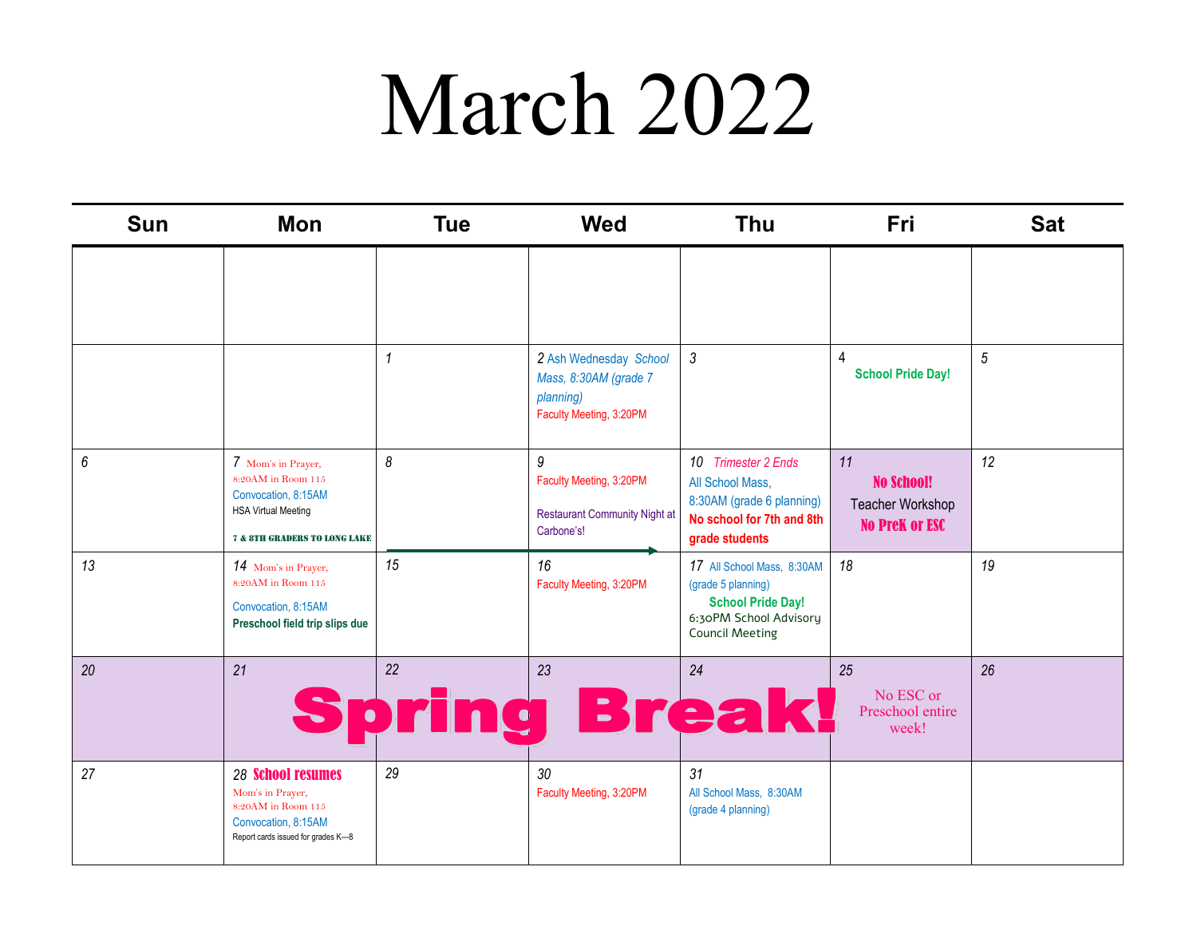# March 2022

| Sun | Mon | Tue | Wed | Thu | Fri | Sat |
|---|---|---|---|---|---|---|
| | | | | | | |
| | | 1 | 2 Ash Wednesday *School Mass, 8:30AM (grade 7 planning)* Faculty Meeting, 3:20PM | 3 | 4 **School Pride Day!** | 5 |
| 6 | 7 Mom's in Prayer, 8:20AM in Room 115 Convocation, 8:15AM HSA Virtual Meeting **7 & 8TH GRADERS TO LONG LAKE** | 8 | 9 Faculty Meeting, 3:20PM Restaurant Community Night at Carbone's! | 10 *Trimester 2 Ends* All School Mass, 8:30AM (grade 6 planning) **No school for 7th and 8th grade students** | 11 **No School!** Teacher Workshop **No PreK or ESC** | 12 |
| 13 | 14 Mom's in Prayer, 8:20AM in Room 115 Convocation, 8:15AM **Preschool field trip slips due** | 15 | 16 Faculty Meeting, 3:20PM | 17 All School Mass, 8:30AM (grade 5 planning) **School Pride Day!** 6:30PM School Advisory Council Meeting | 18 | 19 |
| 20 | 21 **Spring Break!** | 22 | 23 | 24 | 25 No ESC or Preschool entire week! | 26 |
| 27 | 28 **School resumes** Mom's in Prayer, 8:20AM in Room 115 Convocation, 8:15AM Report cards issued for grades K—8 | 29 | 30 Faculty Meeting, 3:20PM | 31 All School Mass, 8:30AM (grade 4 planning) | | |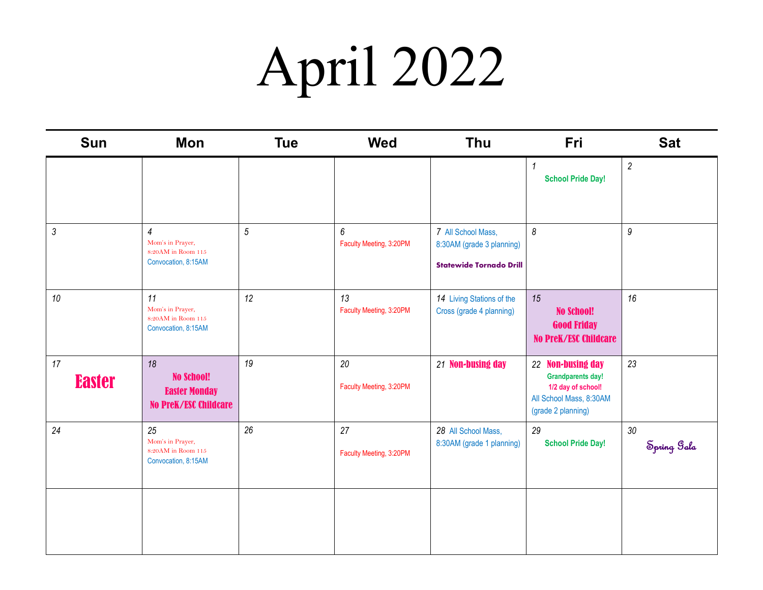# April 2022

| Sun | Mon | Tue | Wed | Thu | Fri | Sat |
|---|---|---|---|---|---|---|
| | | | | | 1 School Pride Day! | 2 |
| 3 | 4 Mom's in Prayer, 8:20AM in Room 115 Convocation, 8:15AM | 5 | 6 Faculty Meeting, 3:20PM | 7 All School Mass, 8:30AM (grade 3 planning) **Statewide Tornado Drill** | 8 | 9 |
| 10 | 11 Mom's in Prayer, 8:20AM in Room 115 Convocation, 8:15AM | 12 | 13 Faculty Meeting, 3:20PM | 14 Living Stations of the Cross (grade 4 planning) | 15 **No School! Good Friday No PreK/ESC Childcare** | 16 |
| 17 **Easter** | 18 **No School! Easter Monday No PreK/ESC Childcare** | 19 | 20 Faculty Meeting, 3:20PM | 21 **Non-busing day** | 22 **Non-busing day** Grandparents day! 1/2 day of school! All School Mass, 8:30AM (grade 2 planning) | 23 |
| 24 | 25 Mom's in Prayer, 8:20AM in Room 115 Convocation, 8:15AM | 26 | 27 Faculty Meeting, 3:20PM | 28 All School Mass, 8:30AM (grade 1 planning) | 29 School Pride Day! | 30 Spring Gala |
| | | | | | | |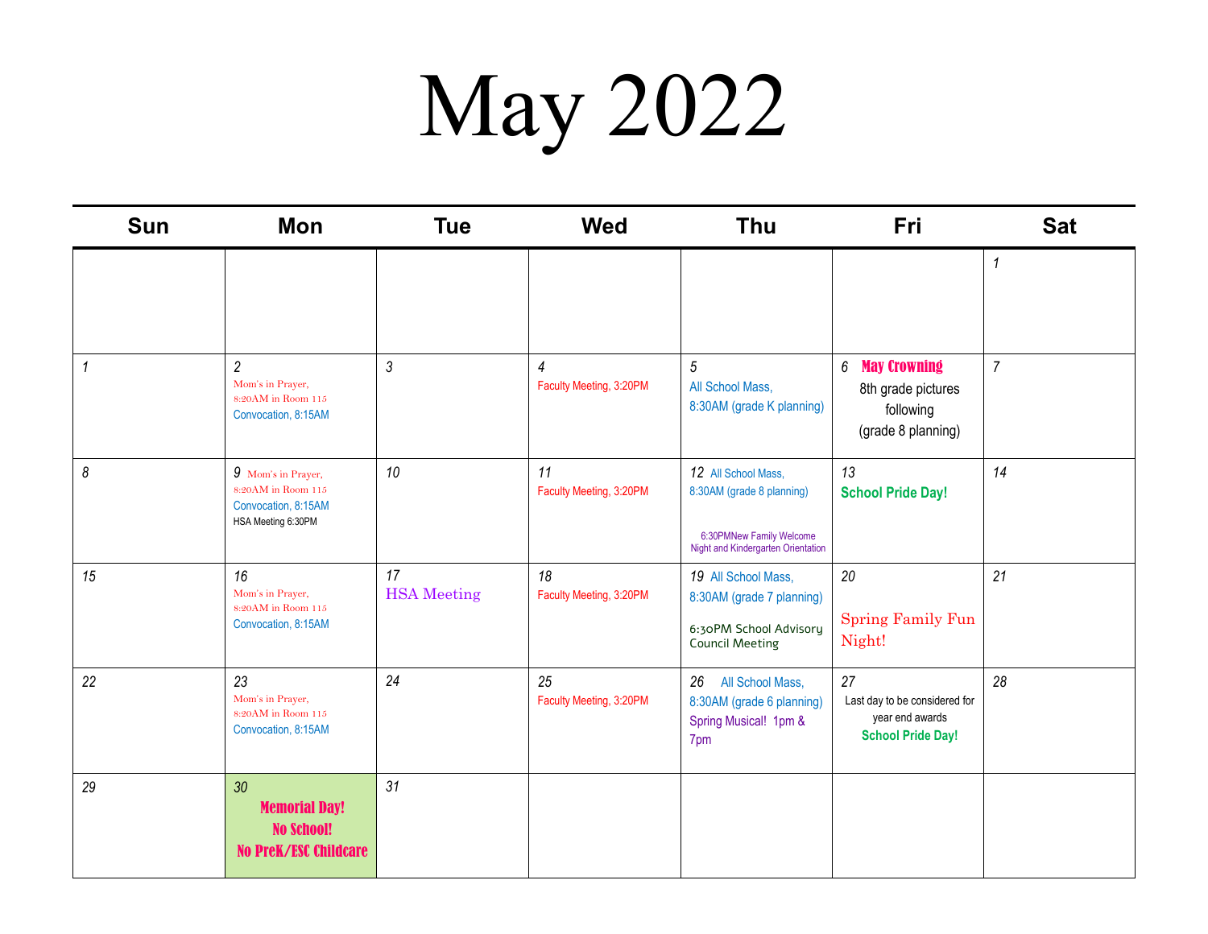# May 2022

| Sun | Mon | Tue | Wed | Thu | Fri | Sat |
|---|---|---|---|---|---|---|
| | | | | | | 1 |
| 1 | 2 Mom's in Prayer, 8:20AM in Room 115 Convocation, 8:15AM | 3 | 4 Faculty Meeting, 3:20PM | 5 All School Mass, 8:30AM (grade K planning) | 6 **May Crowning** 8th grade pictures following (grade 8 planning) | 7 |
| 8 | 9 Mom's in Prayer, 8:20AM in Room 115 Convocation, 8:15AM HSA Meeting 6:30PM | 10 | 11 Faculty Meeting, 3:20PM | 12 All School Mass, 8:30AM (grade 8 planning) 6:30PMNew Family Welcome Night and Kindergarten Orientation | 13 **School Pride Day!** | 14 |
| 15 | 16 Mom's in Prayer, 8:20AM in Room 115 Convocation, 8:15AM | 17 HSA Meeting | 18 Faculty Meeting, 3:20PM | 19 All School Mass, 8:30AM (grade 7 planning) 6:30PM School Advisory Council Meeting | 20 Spring Family Fun Night! | 21 |
| 22 | 23 Mom's in Prayer, 8:20AM in Room 115 Convocation, 8:15AM | 24 | 25 Faculty Meeting, 3:20PM | 26 All School Mass, 8:30AM (grade 6 planning) Spring Musical! 1pm & 7pm | 27 Last day to be considered for year end awards **School Pride Day!** | 28 |
| 29 | 30 **Memorial Day! No School! No PreK/ESC Childcare** | 31 | | | | |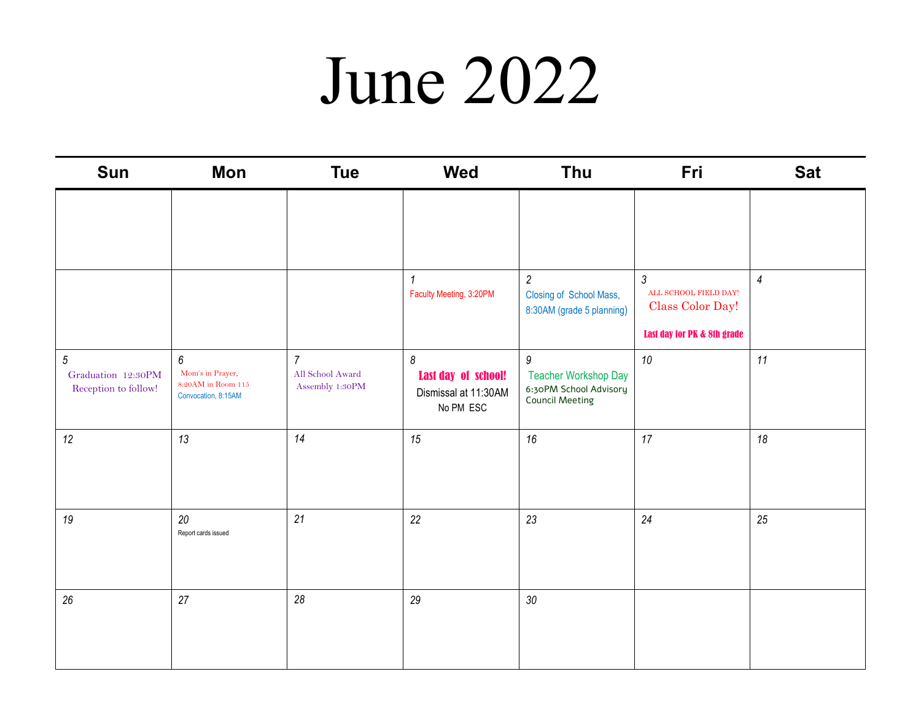# June 2022

| Sun | Mon | Tue | Wed | Thu | Fri | Sat |
|---|---|---|---|---|---|---|
| | | | | | | |
| | | | 1 Faculty Meeting, 3:20PM | 2 Closing of School Mass, 8:30AM (grade 5 planning) | 3 ALL SCHOOL FIELD DAY! Class Color Day! Last day for PK & 8th grade | 4 |
| 5 Graduation 12:30PM Reception to follow! | 6 Mom's in Prayer, 8:20AM in Room 115 Convocation, 8:15AM | 7 All School Award Assembly 1:30PM | 8 Last day of school! Dismissal at 11:30AM No PM ESC | 9 Teacher Workshop Day 6:30PM School Advisory Council Meeting | 10 | 11 |
| 12 | 13 | 14 | 15 | 16 | 17 | 18 |
| 19 | 20 Report cards issued | 21 | 22 | 23 | 24 | 25 |
| 26 | 27 | 28 | 29 | 30 | | |